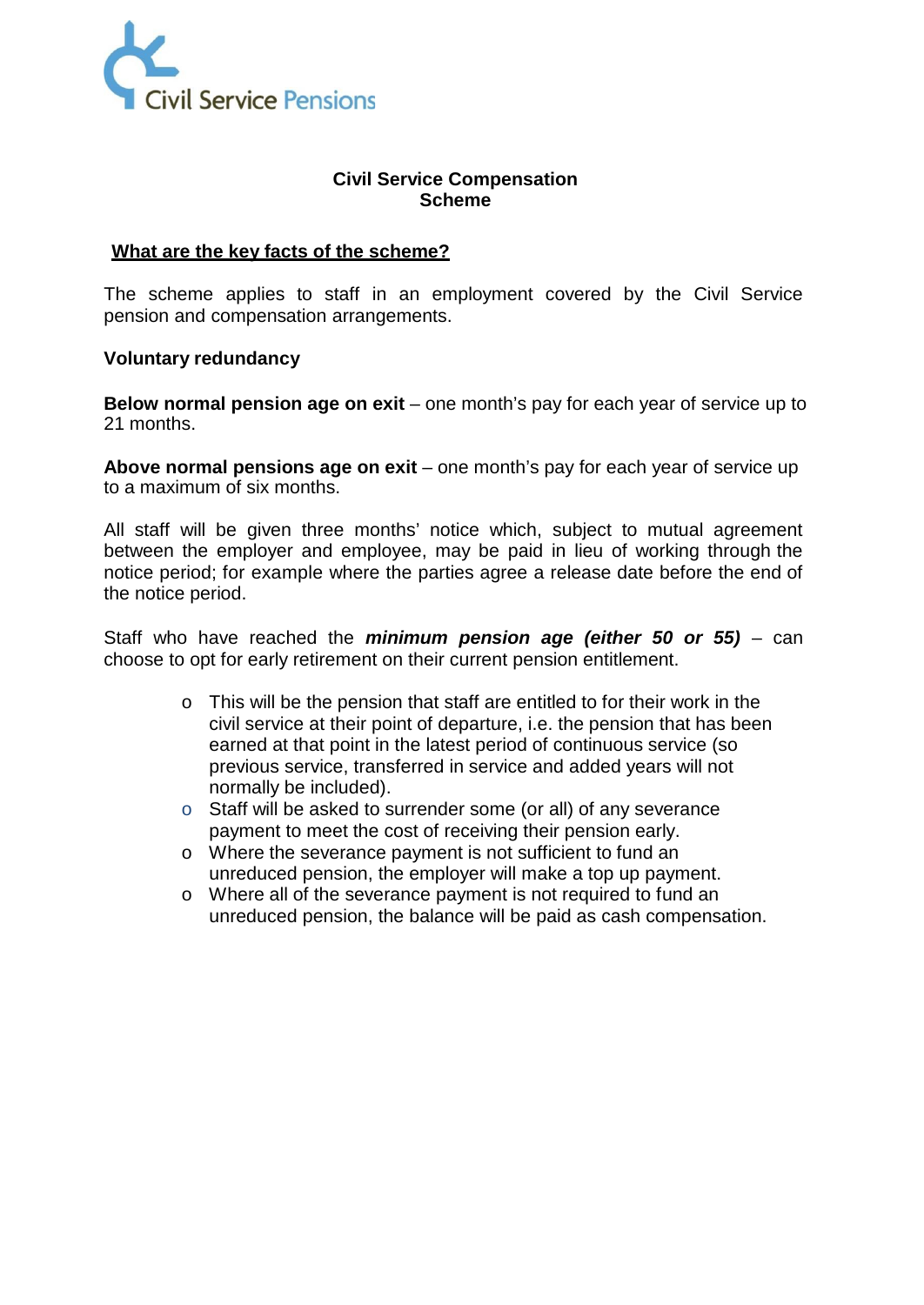Civil Service Pensions

# Civil Service Compensation Scheme

## What are the key facts of the scheme?

The scheme applies to staff in an employment covered by the Civil Service pension and compensation arrangements.

### Voluntary redundancy

**Below normal pension age on exit** – one month's pay for each year of service up to 21 months.

**Above normal pensions age on exit** – one month's pay for each year of service up to a maximum of six months.

All staff will be given three months' notice which, subject to mutual agreement between the employer and employee, may be paid in lieu of working through the notice period; for example where the parties agree a release date before the end of the notice period.

Staff who have reached the ***minimum pension age (either 50 or 55)*** – can choose to opt for early retirement on their current pension entitlement.

- This will be the pension that staff are entitled to for their work in the civil service at their point of departure, i.e. the pension that has been earned at that point in the latest period of continuous service (so previous service, transferred in service and added years will not normally be included).
- Staff will be asked to surrender some (or all) of any severance payment to meet the cost of receiving their pension early.
- Where the severance payment is not sufficient to fund an unreduced pension, the employer will make a top up payment.
- Where all of the severance payment is not required to fund an unreduced pension, the balance will be paid as cash compensation.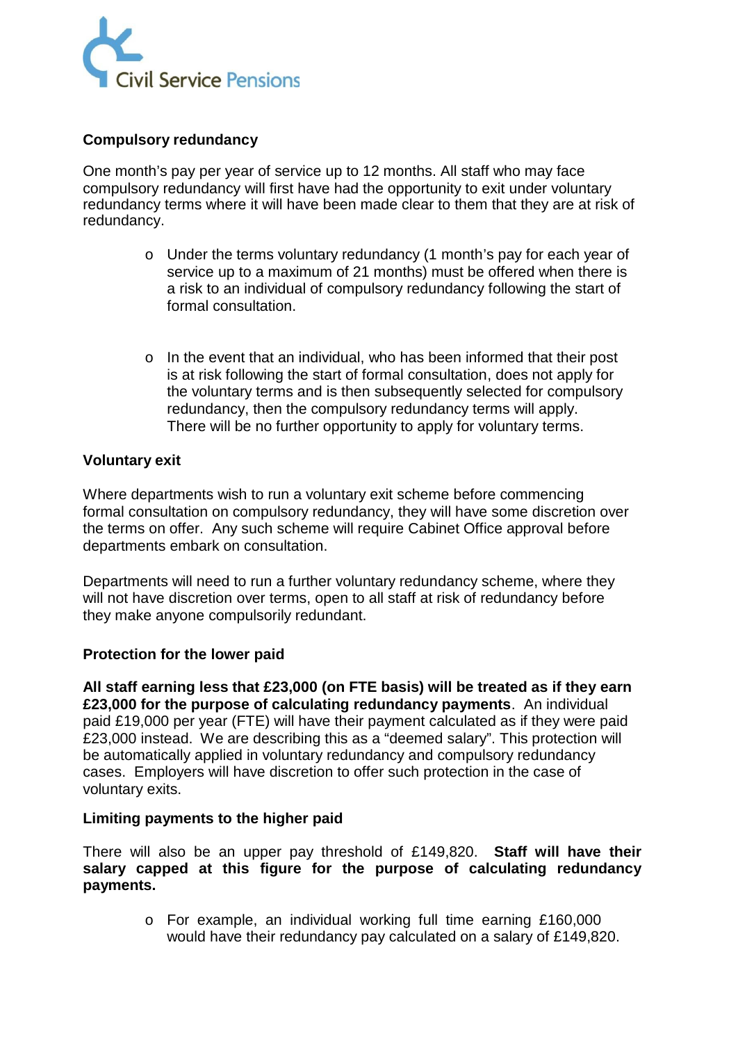**Compulsory redundancy**

One month's pay per year of service up to 12 months. All staff who may face compulsory redundancy will first have had the opportunity to exit under voluntary redundancy terms where it will have been made clear to them that they are at risk of redundancy.

- Under the terms voluntary redundancy (1 month's pay for each year of service up to a maximum of 21 months) must be offered when there is a risk to an individual of compulsory redundancy following the start of formal consultation.

- In the event that an individual, who has been informed that their post is at risk following the start of formal consultation, does not apply for the voluntary terms and is then subsequently selected for compulsory redundancy, then the compulsory redundancy terms will apply. There will be no further opportunity to apply for voluntary terms.

**Voluntary exit**

Where departments wish to run a voluntary exit scheme before commencing formal consultation on compulsory redundancy, they will have some discretion over the terms on offer. Any such scheme will require Cabinet Office approval before departments embark on consultation.

Departments will need to run a further voluntary redundancy scheme, where they will not have discretion over terms, open to all staff at risk of redundancy before they make anyone compulsorily redundant.

**Protection for the lower paid**

**All staff earning less that £23,000 (on FTE basis) will be treated as if they earn £23,000 for the purpose of calculating redundancy payments**. An individual paid £19,000 per year (FTE) will have their payment calculated as if they were paid £23,000 instead. We are describing this as a "deemed salary". This protection will be automatically applied in voluntary redundancy and compulsory redundancy cases. Employers will have discretion to offer such protection in the case of voluntary exits.

**Limiting payments to the higher paid**

There will also be an upper pay threshold of £149,820. **Staff will have their salary capped at this figure for the purpose of calculating redundancy payments.**

- For example, an individual working full time earning £160,000 would have their redundancy pay calculated on a salary of £149,820.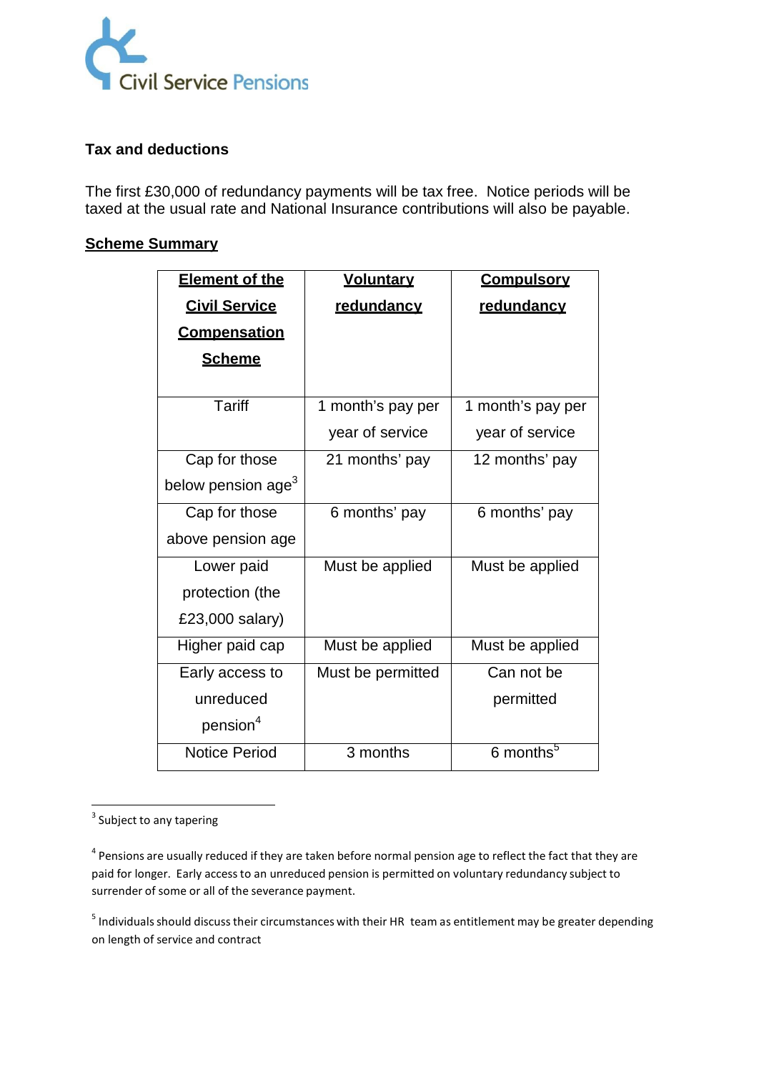Civil Service Pensions

**Tax and deductions**

The first £30,000 of redundancy payments will be tax free. Notice periods will be taxed at the usual rate and National Insurance contributions will also be payable.

**Scheme Summary**

| Element of the Civil Service Compensation Scheme | Voluntary redundancy | Compulsory redundancy |
|---|---|---|
| Tariff | 1 month's pay per year of service | 1 month's pay per year of service |
| Cap for those below pension age[3] | 21 months' pay | 12 months' pay |
| Cap for those above pension age | 6 months' pay | 6 months' pay |
| Lower paid protection (the £23,000 salary) | Must be applied | Must be applied |
| Higher paid cap | Must be applied | Must be applied |
| Early access to unreduced pension[4] | Must be permitted | Can not be permitted |
| Notice Period | 3 months | 6 months[5] |

[3] Subject to any tapering

[4] Pensions are usually reduced if they are taken before normal pension age to reflect the fact that they are paid for longer. Early access to an unreduced pension is permitted on voluntary redundancy subject to surrender of some or all of the severance payment.

[5] Individuals should discuss their circumstances with their HR team as entitlement may be greater depending on length of service and contract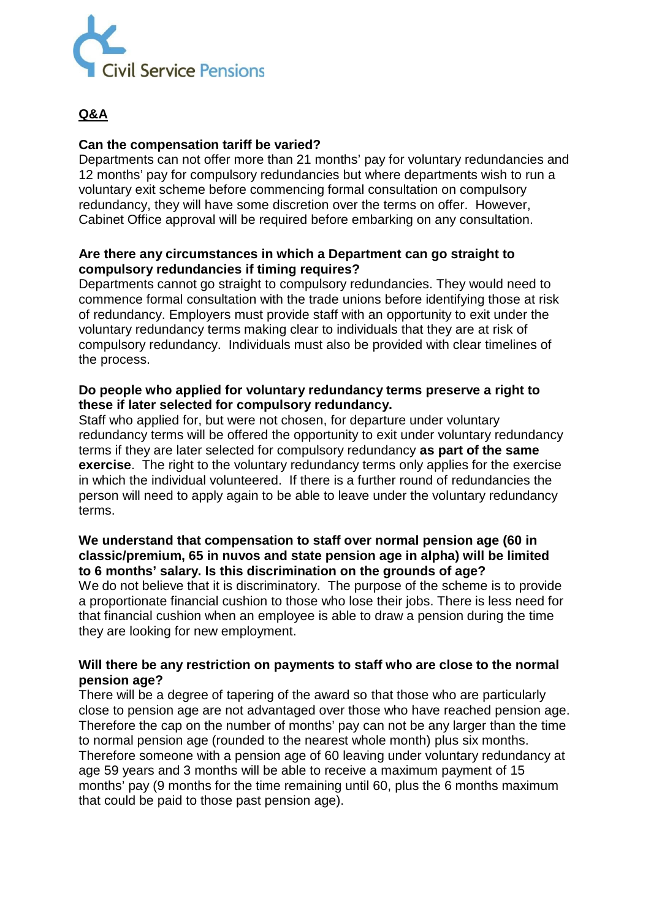## Q&A

**Can the compensation tariff be varied?**

Departments can not offer more than 21 months' pay for voluntary redundancies and 12 months' pay for compulsory redundancies but where departments wish to run a voluntary exit scheme before commencing formal consultation on compulsory redundancy, they will have some discretion over the terms on offer. However, Cabinet Office approval will be required before embarking on any consultation.

**Are there any circumstances in which a Department can go straight to compulsory redundancies if timing requires?**

Departments cannot go straight to compulsory redundancies. They would need to commence formal consultation with the trade unions before identifying those at risk of redundancy. Employers must provide staff with an opportunity to exit under the voluntary redundancy terms making clear to individuals that they are at risk of compulsory redundancy. Individuals must also be provided with clear timelines of the process.

**Do people who applied for voluntary redundancy terms preserve a right to these if later selected for compulsory redundancy.**

Staff who applied for, but were not chosen, for departure under voluntary redundancy terms will be offered the opportunity to exit under voluntary redundancy terms if they are later selected for compulsory redundancy **as part of the same exercise**. The right to the voluntary redundancy terms only applies for the exercise in which the individual volunteered. If there is a further round of redundancies the person will need to apply again to be able to leave under the voluntary redundancy terms.

**We understand that compensation to staff over normal pension age (60 in classic/premium, 65 in nuvos and state pension age in alpha) will be limited to 6 months' salary. Is this discrimination on the grounds of age?**

We do not believe that it is discriminatory. The purpose of the scheme is to provide a proportionate financial cushion to those who lose their jobs. There is less need for that financial cushion when an employee is able to draw a pension during the time they are looking for new employment.

**Will there be any restriction on payments to staff who are close to the normal pension age?**

There will be a degree of tapering of the award so that those who are particularly close to pension age are not advantaged over those who have reached pension age. Therefore the cap on the number of months' pay can not be any larger than the time to normal pension age (rounded to the nearest whole month) plus six months. Therefore someone with a pension age of 60 leaving under voluntary redundancy at age 59 years and 3 months will be able to receive a maximum payment of 15 months' pay (9 months for the time remaining until 60, plus the 6 months maximum that could be paid to those past pension age).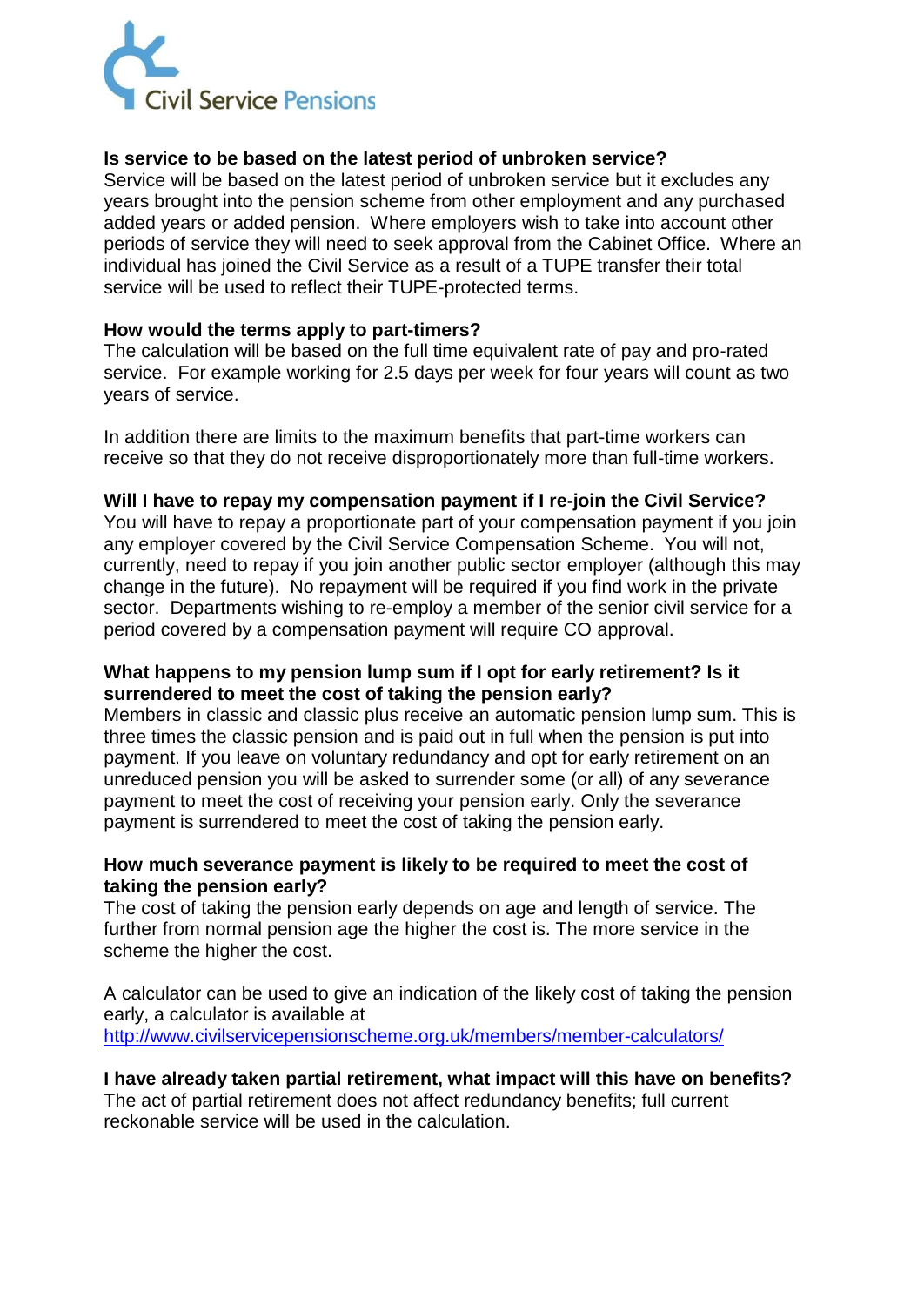**Is service to be based on the latest period of unbroken service?**

Service will be based on the latest period of unbroken service but it excludes any years brought into the pension scheme from other employment and any purchased added years or added pension. Where employers wish to take into account other periods of service they will need to seek approval from the Cabinet Office. Where an individual has joined the Civil Service as a result of a TUPE transfer their total service will be used to reflect their TUPE-protected terms.

**How would the terms apply to part-timers?**

The calculation will be based on the full time equivalent rate of pay and pro-rated service. For example working for 2.5 days per week for four years will count as two years of service.

In addition there are limits to the maximum benefits that part-time workers can receive so that they do not receive disproportionately more than full-time workers.

**Will I have to repay my compensation payment if I re-join the Civil Service?**

You will have to repay a proportionate part of your compensation payment if you join any employer covered by the Civil Service Compensation Scheme. You will not, currently, need to repay if you join another public sector employer (although this may change in the future). No repayment will be required if you find work in the private sector. Departments wishing to re-employ a member of the senior civil service for a period covered by a compensation payment will require CO approval.

**What happens to my pension lump sum if I opt for early retirement? Is it surrendered to meet the cost of taking the pension early?**

Members in classic and classic plus receive an automatic pension lump sum. This is three times the classic pension and is paid out in full when the pension is put into payment. If you leave on voluntary redundancy and opt for early retirement on an unreduced pension you will be asked to surrender some (or all) of any severance payment to meet the cost of receiving your pension early. Only the severance payment is surrendered to meet the cost of taking the pension early.

**How much severance payment is likely to be required to meet the cost of taking the pension early?**

The cost of taking the pension early depends on age and length of service. The further from normal pension age the higher the cost is. The more service in the scheme the higher the cost.

A calculator can be used to give an indication of the likely cost of taking the pension early, a calculator is available at
http://www.civilservicepensionscheme.org.uk/members/member-calculators/

**I have already taken partial retirement, what impact will this have on benefits?**

The act of partial retirement does not affect redundancy benefits; full current reckonable service will be used in the calculation.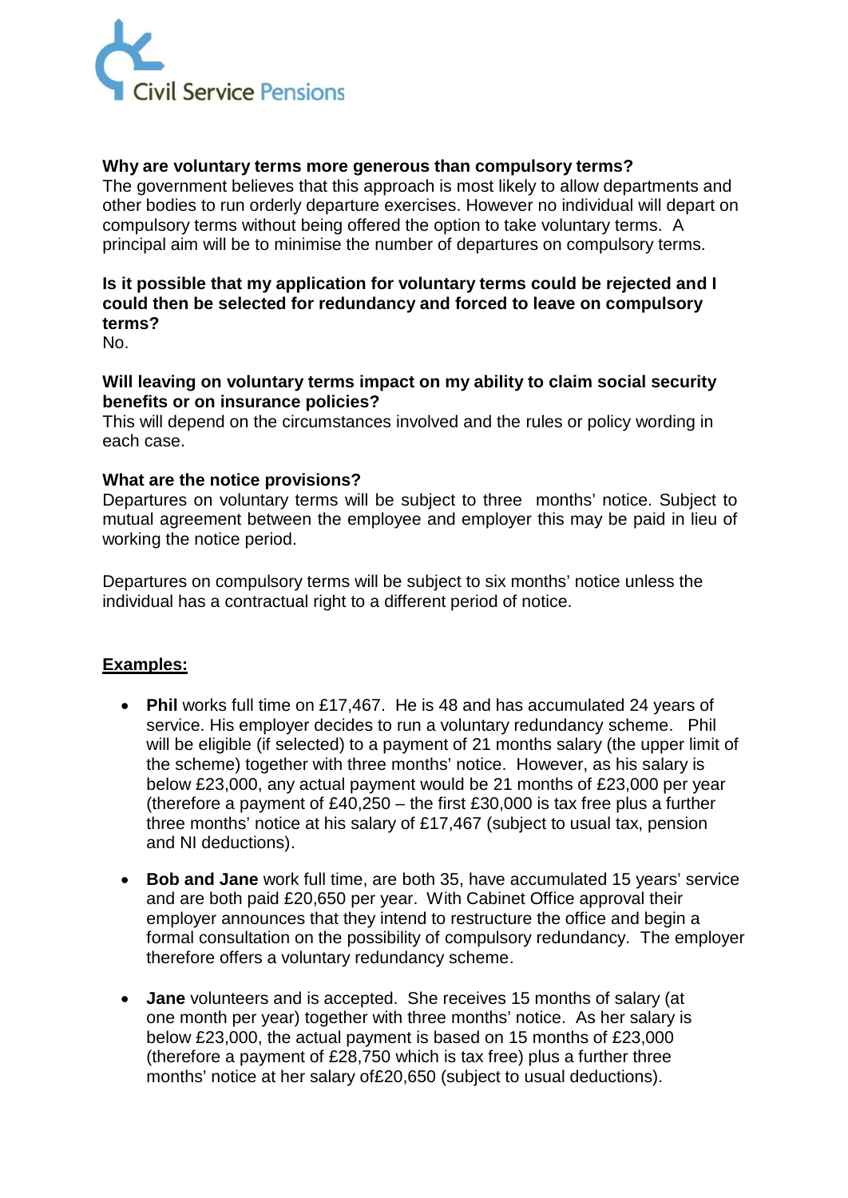**Why are voluntary terms more generous than compulsory terms?**
The government believes that this approach is most likely to allow departments and other bodies to run orderly departure exercises. However no individual will depart on compulsory terms without being offered the option to take voluntary terms. A principal aim will be to minimise the number of departures on compulsory terms.

**Is it possible that my application for voluntary terms could be rejected and I could then be selected for redundancy and forced to leave on compulsory terms?**
No.

**Will leaving on voluntary terms impact on my ability to claim social security benefits or on insurance policies?**
This will depend on the circumstances involved and the rules or policy wording in each case.

**What are the notice provisions?**
Departures on voluntary terms will be subject to three months' notice. Subject to mutual agreement between the employee and employer this may be paid in lieu of working the notice period.

Departures on compulsory terms will be subject to six months' notice unless the individual has a contractual right to a different period of notice.

**<u>Examples:</u>**

- **Phil** works full time on £17,467. He is 48 and has accumulated 24 years of service. His employer decides to run a voluntary redundancy scheme. Phil will be eligible (if selected) to a payment of 21 months salary (the upper limit of the scheme) together with three months' notice. However, as his salary is below £23,000, any actual payment would be 21 months of £23,000 per year (therefore a payment of £40,250 – the first £30,000 is tax free plus a further three months' notice at his salary of £17,467 (subject to usual tax, pension and NI deductions).

- **Bob and Jane** work full time, are both 35, have accumulated 15 years' service and are both paid £20,650 per year. With Cabinet Office approval their employer announces that they intend to restructure the office and begin a formal consultation on the possibility of compulsory redundancy. The employer therefore offers a voluntary redundancy scheme.

- **Jane** volunteers and is accepted. She receives 15 months of salary (at one month per year) together with three months' notice. As her salary is below £23,000, the actual payment is based on 15 months of £23,000 (therefore a payment of £28,750 which is tax free) plus a further three months' notice at her salary of£20,650 (subject to usual deductions).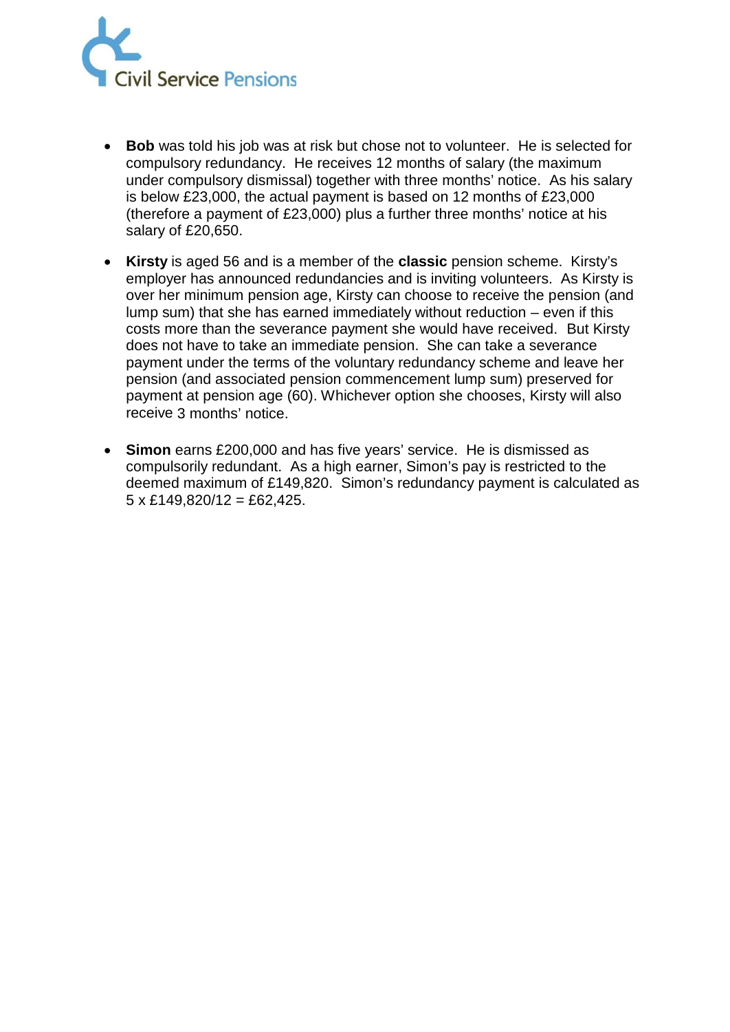- **Bob** was told his job was at risk but chose not to volunteer. He is selected for compulsory redundancy. He receives 12 months of salary (the maximum under compulsory dismissal) together with three months' notice. As his salary is below £23,000, the actual payment is based on 12 months of £23,000 (therefore a payment of £23,000) plus a further three months' notice at his salary of £20,650.

- **Kirsty** is aged 56 and is a member of the **classic** pension scheme. Kirsty's employer has announced redundancies and is inviting volunteers. As Kirsty is over her minimum pension age, Kirsty can choose to receive the pension (and lump sum) that she has earned immediately without reduction – even if this costs more than the severance payment she would have received. But Kirsty does not have to take an immediate pension. She can take a severance payment under the terms of the voluntary redundancy scheme and leave her pension (and associated pension commencement lump sum) preserved for payment at pension age (60). Whichever option she chooses, Kirsty will also receive 3 months' notice.

- **Simon** earns £200,000 and has five years' service. He is dismissed as compulsorily redundant. As a high earner, Simon's pay is restricted to the deemed maximum of £149,820. Simon's redundancy payment is calculated as 5 x £149,820/12 = £62,425.